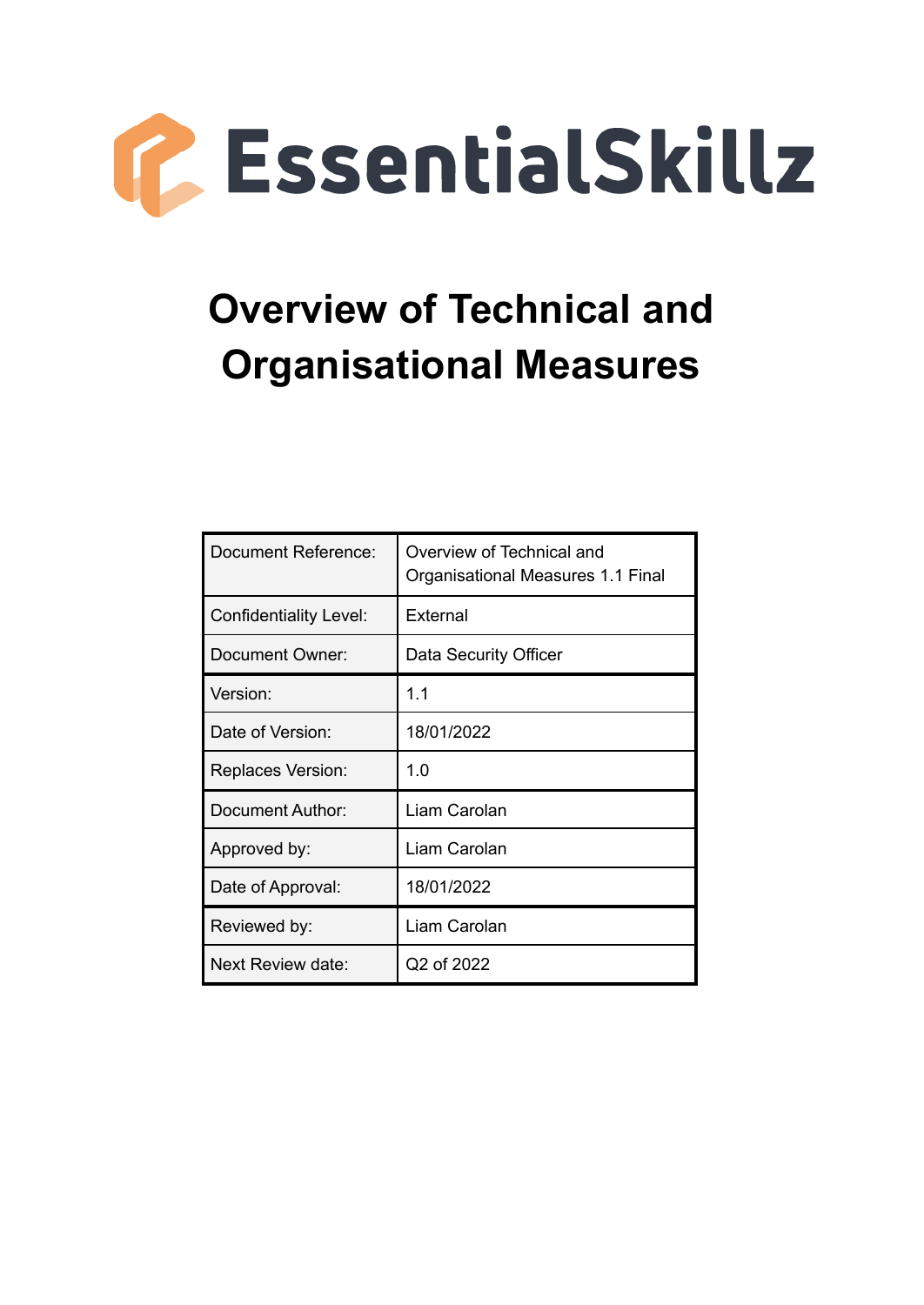EssentialSkillz

# Overview of Technical and Organisational Measures

| Document Reference: | Overview of Technical and Organisational Measures 1.1 Final |
|---|---|
| Confidentiality Level: | External |
| Document Owner: | Data Security Officer |
| Version: | 1.1 |
| Date of Version: | 18/01/2022 |
| Replaces Version: | 1.0 |
| Document Author: | Liam Carolan |
| Approved by: | Liam Carolan |
| Date of Approval: | 18/01/2022 |
| Reviewed by: | Liam Carolan |
| Next Review date: | Q2 of 2022 |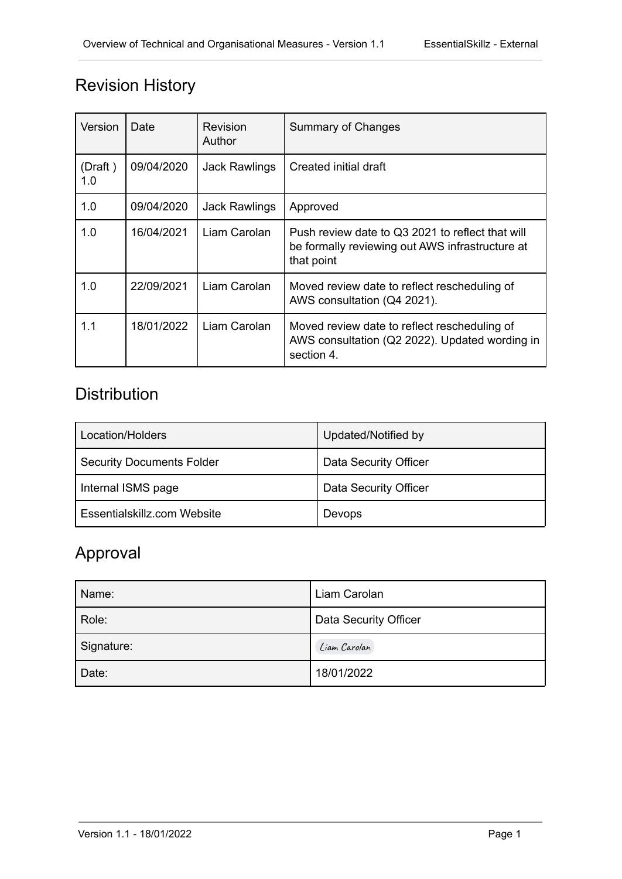## Revision History

| Version | Date | Revision Author | Summary of Changes |
|---|---|---|---|
| (Draft ) 1.0 | 09/04/2020 | Jack Rawlings | Created initial draft |
| 1.0 | 09/04/2020 | Jack Rawlings | Approved |
| 1.0 | 16/04/2021 | Liam Carolan | Push review date to Q3 2021 to reflect that will be formally reviewing out AWS infrastructure at that point |
| 1.0 | 22/09/2021 | Liam Carolan | Moved review date to reflect rescheduling of AWS consultation (Q4 2021). |
| 1.1 | 18/01/2022 | Liam Carolan | Moved review date to reflect rescheduling of AWS consultation (Q2 2022). Updated wording in section 4. |

## Distribution

| Location/Holders | Updated/Notified by |
|---|---|
| Security Documents Folder | Data Security Officer |
| Internal ISMS page | Data Security Officer |
| Essentialskillz.com Website | Devops |

## Approval

| Name: | Liam Carolan |
|---|---|
| Role: | Data Security Officer |
| Signature: | Liam Carolan |
| Date: | 18/01/2022 |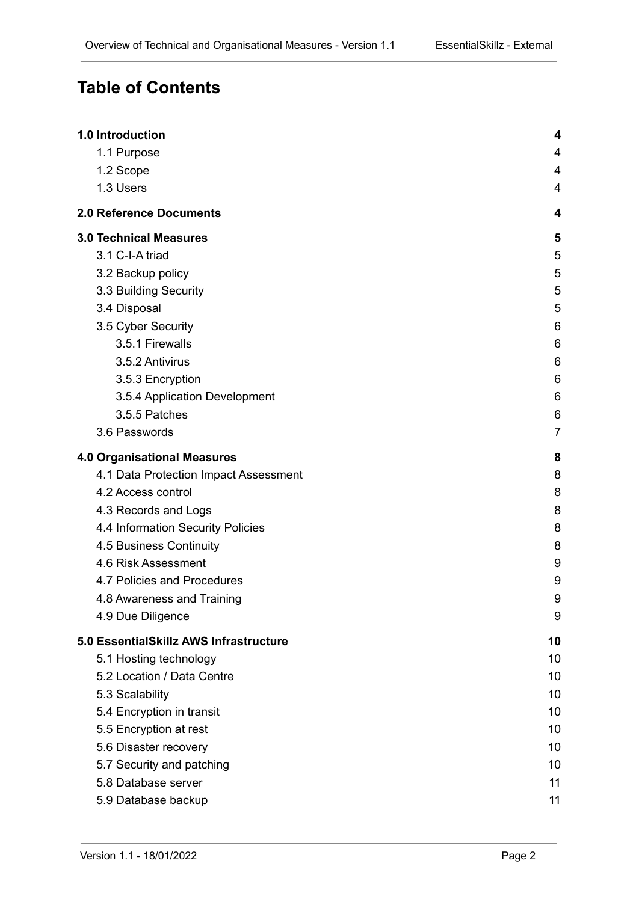# Table of Contents

| | |
|---|---|
| **1.0 Introduction** | **4** |
| 1.1 Purpose | 4 |
| 1.2 Scope | 4 |
| 1.3 Users | 4 |
| **2.0 Reference Documents** | **4** |
| **3.0 Technical Measures** | **5** |
| 3.1 C-I-A triad | 5 |
| 3.2 Backup policy | 5 |
| 3.3 Building Security | 5 |
| 3.4 Disposal | 5 |
| 3.5 Cyber Security | 6 |
| 3.5.1 Firewalls | 6 |
| 3.5.2 Antivirus | 6 |
| 3.5.3 Encryption | 6 |
| 3.5.4 Application Development | 6 |
| 3.5.5 Patches | 6 |
| 3.6 Passwords | 7 |
| **4.0 Organisational Measures** | **8** |
| 4.1 Data Protection Impact Assessment | 8 |
| 4.2 Access control | 8 |
| 4.3 Records and Logs | 8 |
| 4.4 Information Security Policies | 8 |
| 4.5 Business Continuity | 8 |
| 4.6 Risk Assessment | 9 |
| 4.7 Policies and Procedures | 9 |
| 4.8 Awareness and Training | 9 |
| 4.9 Due Diligence | 9 |
| **5.0 EssentialSkillz AWS Infrastructure** | **10** |
| 5.1 Hosting technology | 10 |
| 5.2 Location / Data Centre | 10 |
| 5.3 Scalability | 10 |
| 5.4 Encryption in transit | 10 |
| 5.5 Encryption at rest | 10 |
| 5.6 Disaster recovery | 10 |
| 5.7 Security and patching | 10 |
| 5.8 Database server | 11 |
| 5.9 Database backup | 11 |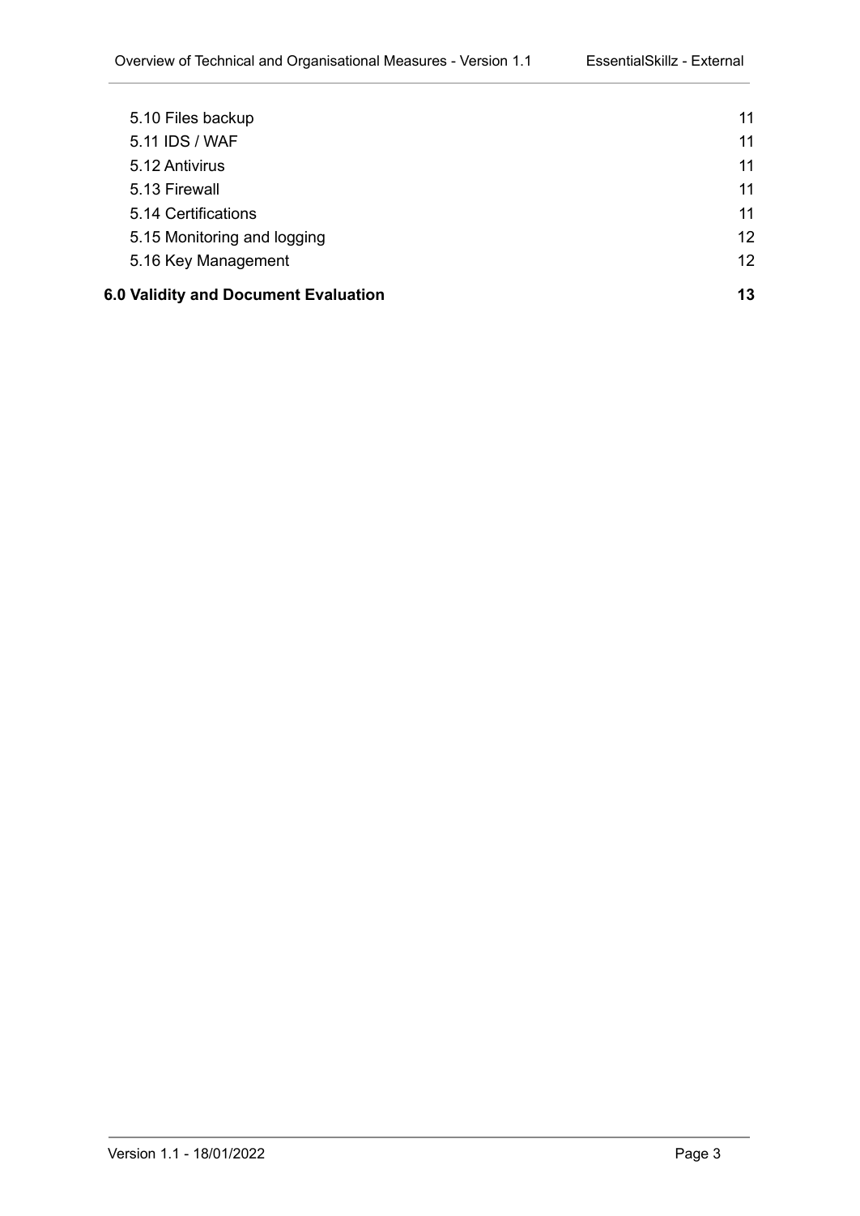5.10 Files backup 11
5.11 IDS / WAF 11
5.12 Antivirus 11
5.13 Firewall 11
5.14 Certifications 11
5.15 Monitoring and logging 12
5.16 Key Management 12

**6.0 Validity and Document Evaluation 13**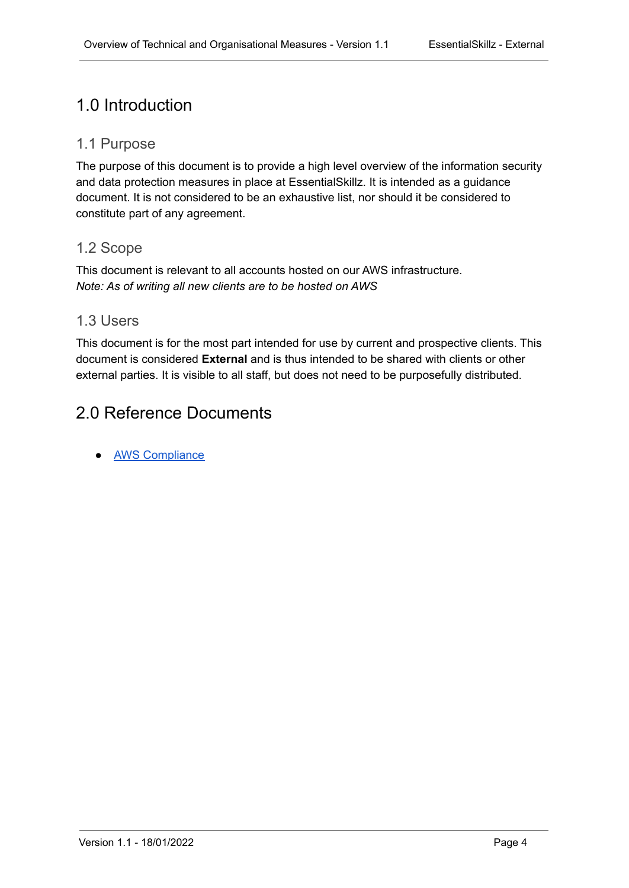# 1.0 Introduction

## 1.1 Purpose

The purpose of this document is to provide a high level overview of the information security and data protection measures in place at EssentialSkillz. It is intended as a guidance document. It is not considered to be an exhaustive list, nor should it be considered to constitute part of any agreement.

## 1.2 Scope

This document is relevant to all accounts hosted on our AWS infrastructure.
*Note: As of writing all new clients are to be hosted on AWS*

## 1.3 Users

This document is for the most part intended for use by current and prospective clients. This document is considered **External** and is thus intended to be shared with clients or other external parties. It is visible to all staff, but does not need to be purposefully distributed.

# 2.0 Reference Documents

- AWS Compliance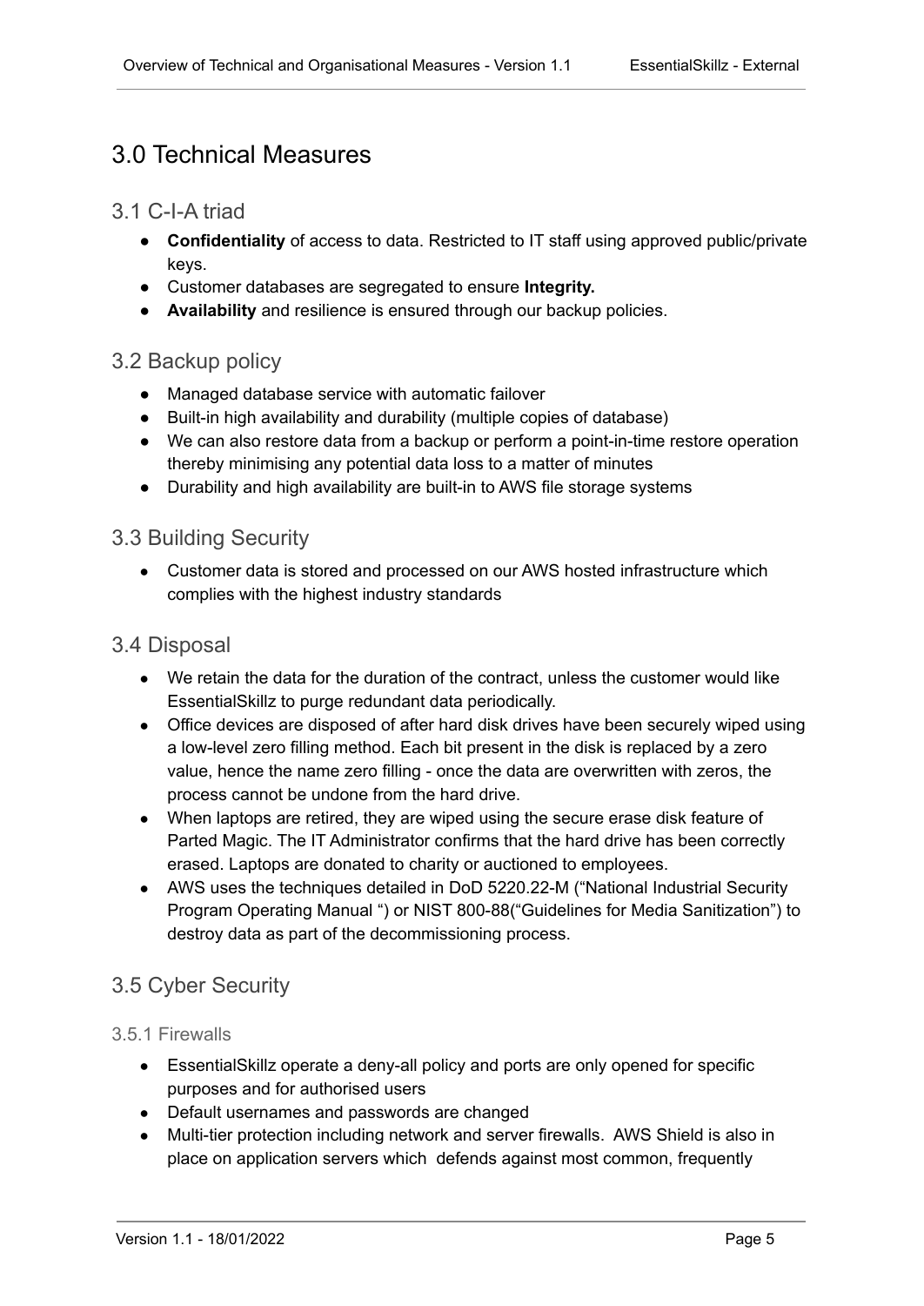# 3.0 Technical Measures

## 3.1 C-I-A triad

- **Confidentiality** of access to data. Restricted to IT staff using approved public/private keys.
- Customer databases are segregated to ensure **Integrity.**
- **Availability** and resilience is ensured through our backup policies.

## 3.2 Backup policy

- Managed database service with automatic failover
- Built-in high availability and durability (multiple copies of database)
- We can also restore data from a backup or perform a point-in-time restore operation thereby minimising any potential data loss to a matter of minutes
- Durability and high availability are built-in to AWS file storage systems

## 3.3 Building Security

- Customer data is stored and processed on our AWS hosted infrastructure which complies with the highest industry standards

## 3.4 Disposal

- We retain the data for the duration of the contract, unless the customer would like EssentialSkillz to purge redundant data periodically.
- Office devices are disposed of after hard disk drives have been securely wiped using a low-level zero filling method. Each bit present in the disk is replaced by a zero value, hence the name zero filling - once the data are overwritten with zeros, the process cannot be undone from the hard drive.
- When laptops are retired, they are wiped using the secure erase disk feature of Parted Magic. The IT Administrator confirms that the hard drive has been correctly erased. Laptops are donated to charity or auctioned to employees.
- AWS uses the techniques detailed in DoD 5220.22-M ("National Industrial Security Program Operating Manual ") or NIST 800-88("Guidelines for Media Sanitization") to destroy data as part of the decommissioning process.

## 3.5 Cyber Security

### 3.5.1 Firewalls

- EssentialSkillz operate a deny-all policy and ports are only opened for specific purposes and for authorised users
- Default usernames and passwords are changed
- Multi-tier protection including network and server firewalls. AWS Shield is also in place on application servers which defends against most common, frequently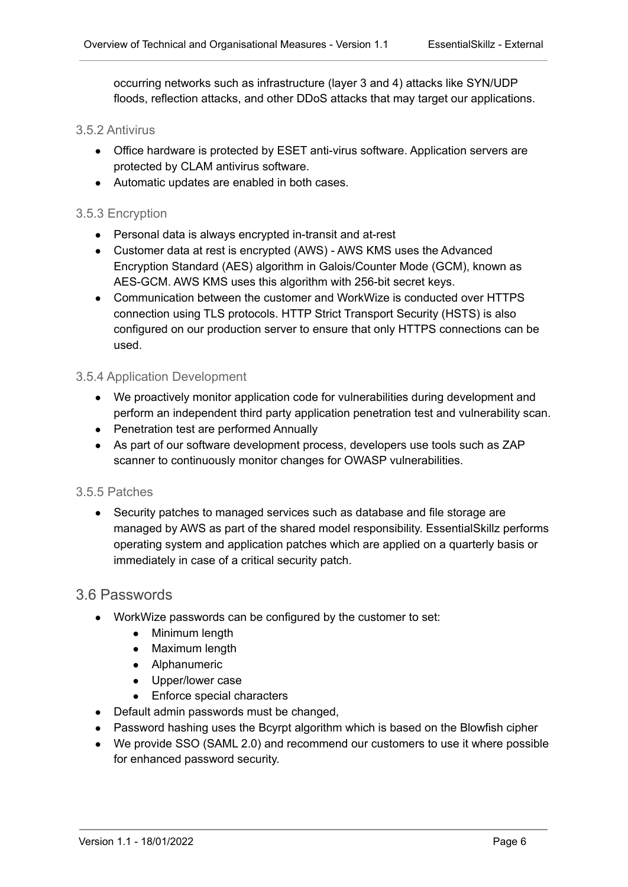occurring networks such as infrastructure (layer 3 and 4) attacks like SYN/UDP floods, reflection attacks, and other DDoS attacks that may target our applications.

### 3.5.2 Antivirus

- Office hardware is protected by ESET anti-virus software. Application servers are protected by CLAM antivirus software.
- Automatic updates are enabled in both cases.

### 3.5.3 Encryption

- Personal data is always encrypted in-transit and at-rest
- Customer data at rest is encrypted (AWS) - AWS KMS uses the Advanced Encryption Standard (AES) algorithm in Galois/Counter Mode (GCM), known as AES-GCM. AWS KMS uses this algorithm with 256-bit secret keys.
- Communication between the customer and WorkWize is conducted over HTTPS connection using TLS protocols. HTTP Strict Transport Security (HSTS) is also configured on our production server to ensure that only HTTPS connections can be used.

### 3.5.4 Application Development

- We proactively monitor application code for vulnerabilities during development and perform an independent third party application penetration test and vulnerability scan.
- Penetration test are performed Annually
- As part of our software development process, developers use tools such as ZAP scanner to continuously monitor changes for OWASP vulnerabilities.

### 3.5.5 Patches

- Security patches to managed services such as database and file storage are managed by AWS as part of the shared model responsibility. EssentialSkillz performs operating system and application patches which are applied on a quarterly basis or immediately in case of a critical security patch.

## 3.6 Passwords

- WorkWize passwords can be configured by the customer to set:
  - Minimum length
  - Maximum length
  - Alphanumeric
  - Upper/lower case
  - Enforce special characters
- Default admin passwords must be changed,
- Password hashing uses the Bcyrpt algorithm which is based on the Blowfish cipher
- We provide SSO (SAML 2.0) and recommend our customers to use it where possible for enhanced password security.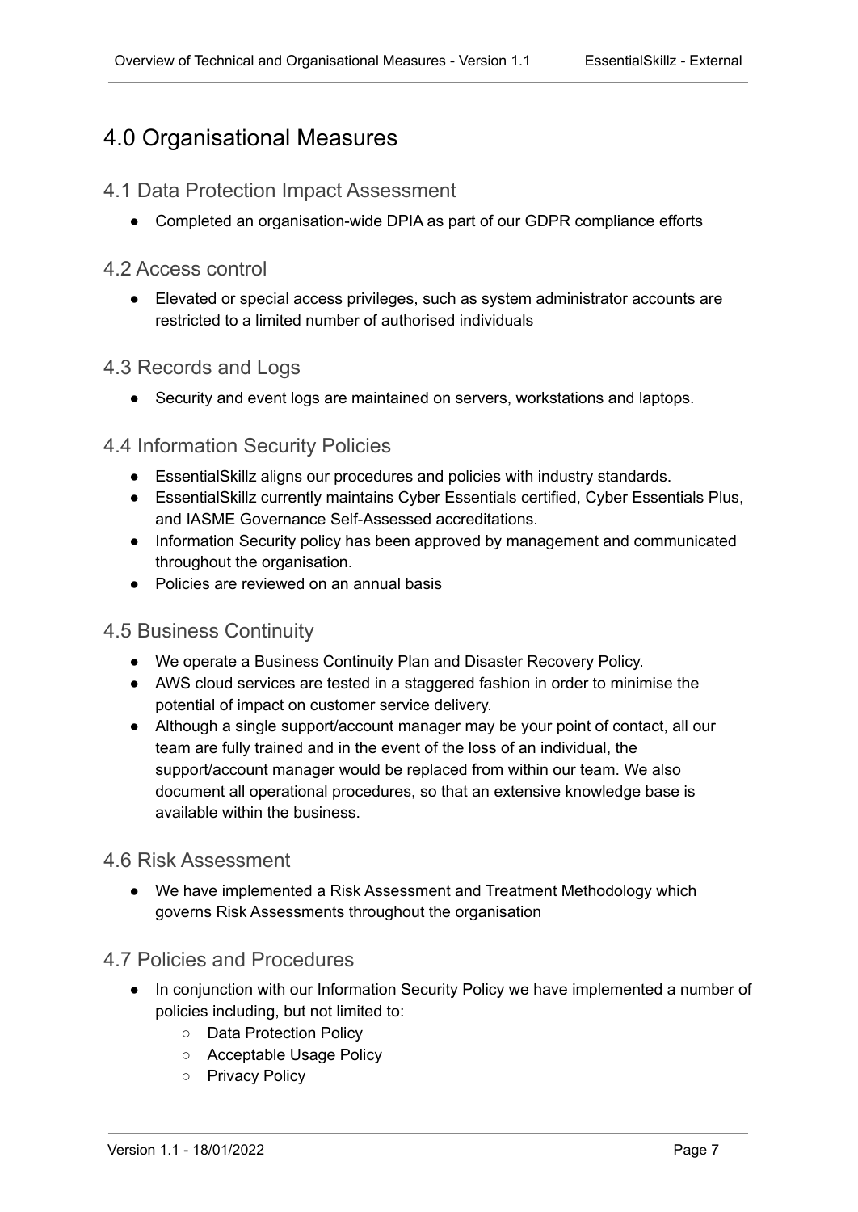# 4.0 Organisational Measures

## 4.1 Data Protection Impact Assessment

- Completed an organisation-wide DPIA as part of our GDPR compliance efforts

## 4.2 Access control

- Elevated or special access privileges, such as system administrator accounts are restricted to a limited number of authorised individuals

## 4.3 Records and Logs

- Security and event logs are maintained on servers, workstations and laptops.

## 4.4 Information Security Policies

- EssentialSkillz aligns our procedures and policies with industry standards.
- EssentialSkillz currently maintains Cyber Essentials certified, Cyber Essentials Plus, and IASME Governance Self-Assessed accreditations.
- Information Security policy has been approved by management and communicated throughout the organisation.
- Policies are reviewed on an annual basis

## 4.5 Business Continuity

- We operate a Business Continuity Plan and Disaster Recovery Policy.
- AWS cloud services are tested in a staggered fashion in order to minimise the potential of impact on customer service delivery.
- Although a single support/account manager may be your point of contact, all our team are fully trained and in the event of the loss of an individual, the support/account manager would be replaced from within our team. We also document all operational procedures, so that an extensive knowledge base is available within the business.

## 4.6 Risk Assessment

- We have implemented a Risk Assessment and Treatment Methodology which governs Risk Assessments throughout the organisation

## 4.7 Policies and Procedures

- In conjunction with our Information Security Policy we have implemented a number of policies including, but not limited to:
  - Data Protection Policy
  - Acceptable Usage Policy
  - Privacy Policy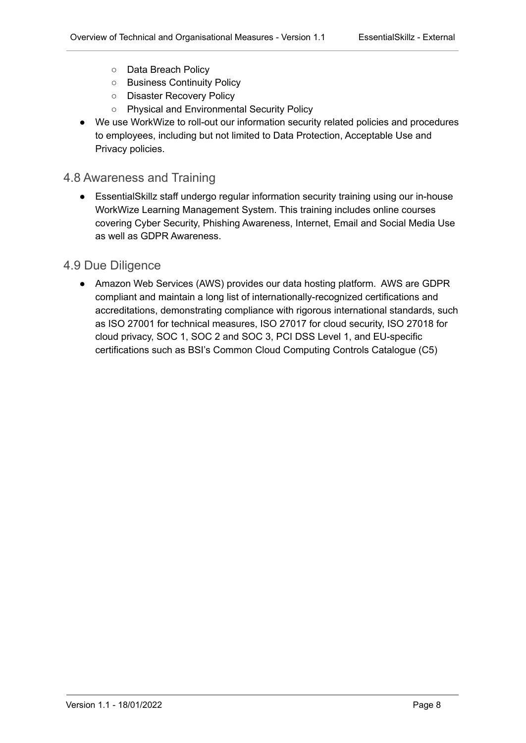- Data Breach Policy
  - Business Continuity Policy
  - Disaster Recovery Policy
  - Physical and Environmental Security Policy
- We use WorkWize to roll-out our information security related policies and procedures to employees, including but not limited to Data Protection, Acceptable Use and Privacy policies.

## 4.8 Awareness and Training

- EssentialSkillz staff undergo regular information security training using our in-house WorkWize Learning Management System. This training includes online courses covering Cyber Security, Phishing Awareness, Internet, Email and Social Media Use as well as GDPR Awareness.

## 4.9 Due Diligence

- Amazon Web Services (AWS) provides our data hosting platform. AWS are GDPR compliant and maintain a long list of internationally-recognized certifications and accreditations, demonstrating compliance with rigorous international standards, such as ISO 27001 for technical measures, ISO 27017 for cloud security, ISO 27018 for cloud privacy, SOC 1, SOC 2 and SOC 3, PCI DSS Level 1, and EU-specific certifications such as BSI's Common Cloud Computing Controls Catalogue (C5)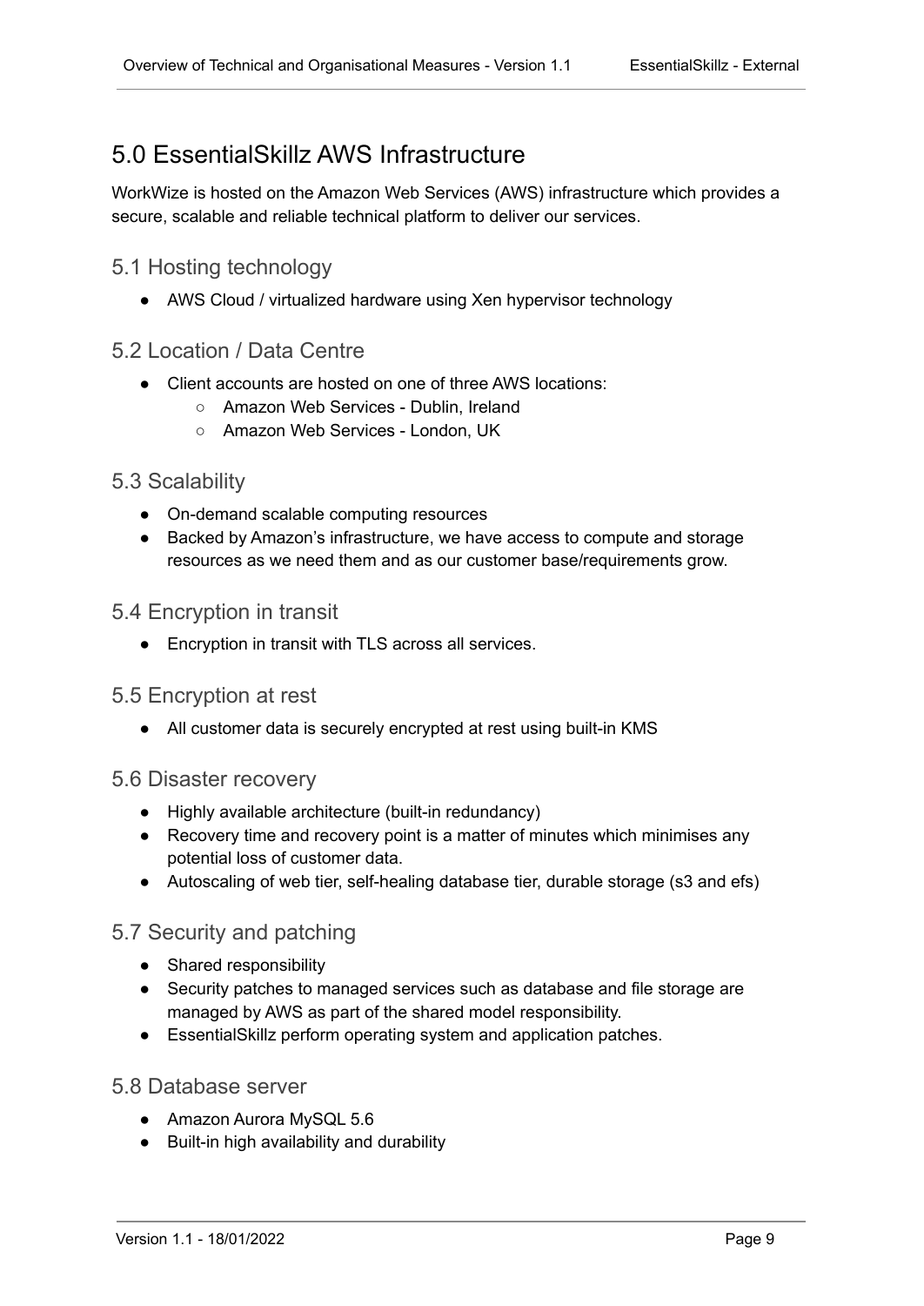# 5.0 EssentialSkillz AWS Infrastructure

WorkWize is hosted on the Amazon Web Services (AWS) infrastructure which provides a secure, scalable and reliable technical platform to deliver our services.

## 5.1 Hosting technology

- AWS Cloud / virtualized hardware using Xen hypervisor technology

## 5.2 Location / Data Centre

- Client accounts are hosted on one of three AWS locations:
  - Amazon Web Services - Dublin, Ireland
  - Amazon Web Services - London, UK

## 5.3 Scalability

- On-demand scalable computing resources
- Backed by Amazon's infrastructure, we have access to compute and storage resources as we need them and as our customer base/requirements grow.

## 5.4 Encryption in transit

- Encryption in transit with TLS across all services.

## 5.5 Encryption at rest

- All customer data is securely encrypted at rest using built-in KMS

## 5.6 Disaster recovery

- Highly available architecture (built-in redundancy)
- Recovery time and recovery point is a matter of minutes which minimises any potential loss of customer data.
- Autoscaling of web tier, self-healing database tier, durable storage (s3 and efs)

## 5.7 Security and patching

- Shared responsibility
- Security patches to managed services such as database and file storage are managed by AWS as part of the shared model responsibility.
- EssentialSkillz perform operating system and application patches.

## 5.8 Database server

- Amazon Aurora MySQL 5.6
- Built-in high availability and durability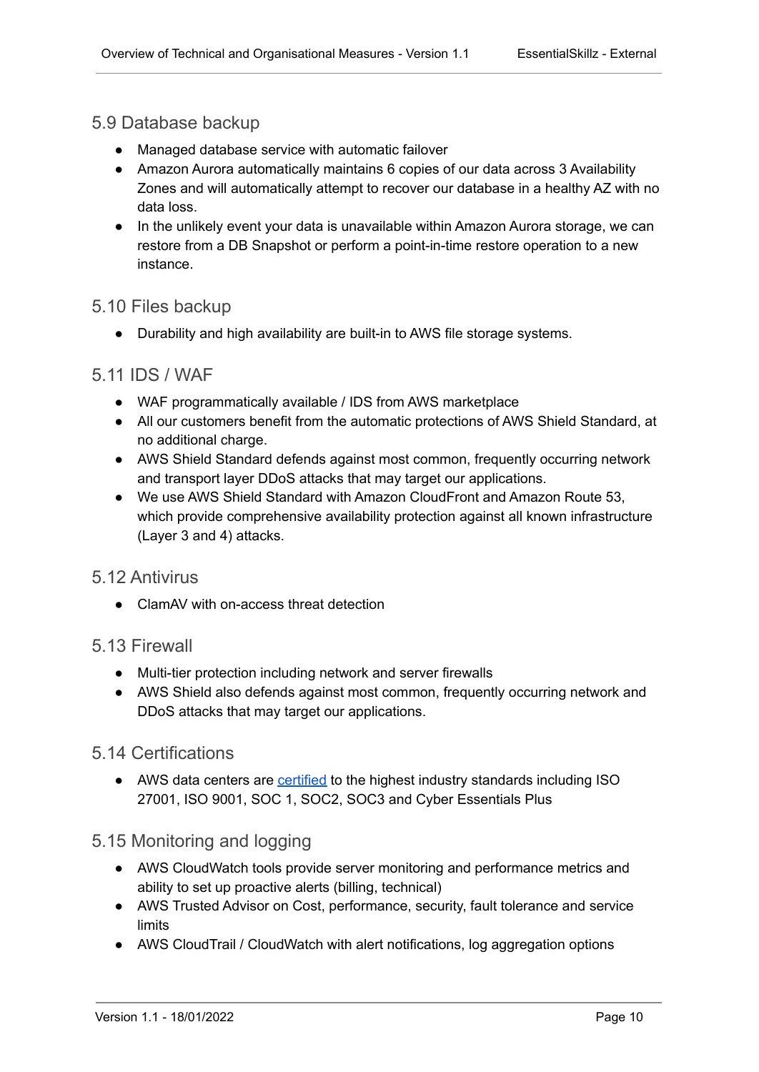### 5.9 Database backup

- Managed database service with automatic failover
- Amazon Aurora automatically maintains 6 copies of our data across 3 Availability Zones and will automatically attempt to recover our database in a healthy AZ with no data loss.
- In the unlikely event your data is unavailable within Amazon Aurora storage, we can restore from a DB Snapshot or perform a point-in-time restore operation to a new instance.

### 5.10 Files backup

- Durability and high availability are built-in to AWS file storage systems.

### 5.11 IDS / WAF

- WAF programmatically available / IDS from AWS marketplace
- All our customers benefit from the automatic protections of AWS Shield Standard, at no additional charge.
- AWS Shield Standard defends against most common, frequently occurring network and transport layer DDoS attacks that may target our applications.
- We use AWS Shield Standard with Amazon CloudFront and Amazon Route 53, which provide comprehensive availability protection against all known infrastructure (Layer 3 and 4) attacks.

### 5.12 Antivirus

- ClamAV with on-access threat detection

### 5.13 Firewall

- Multi-tier protection including network and server firewalls
- AWS Shield also defends against most common, frequently occurring network and DDoS attacks that may target our applications.

### 5.14 Certifications

- AWS data centers are certified to the highest industry standards including ISO 27001, ISO 9001, SOC 1, SOC2, SOC3 and Cyber Essentials Plus

### 5.15 Monitoring and logging

- AWS CloudWatch tools provide server monitoring and performance metrics and ability to set up proactive alerts (billing, technical)
- AWS Trusted Advisor on Cost, performance, security, fault tolerance and service limits
- AWS CloudTrail / CloudWatch with alert notifications, log aggregation options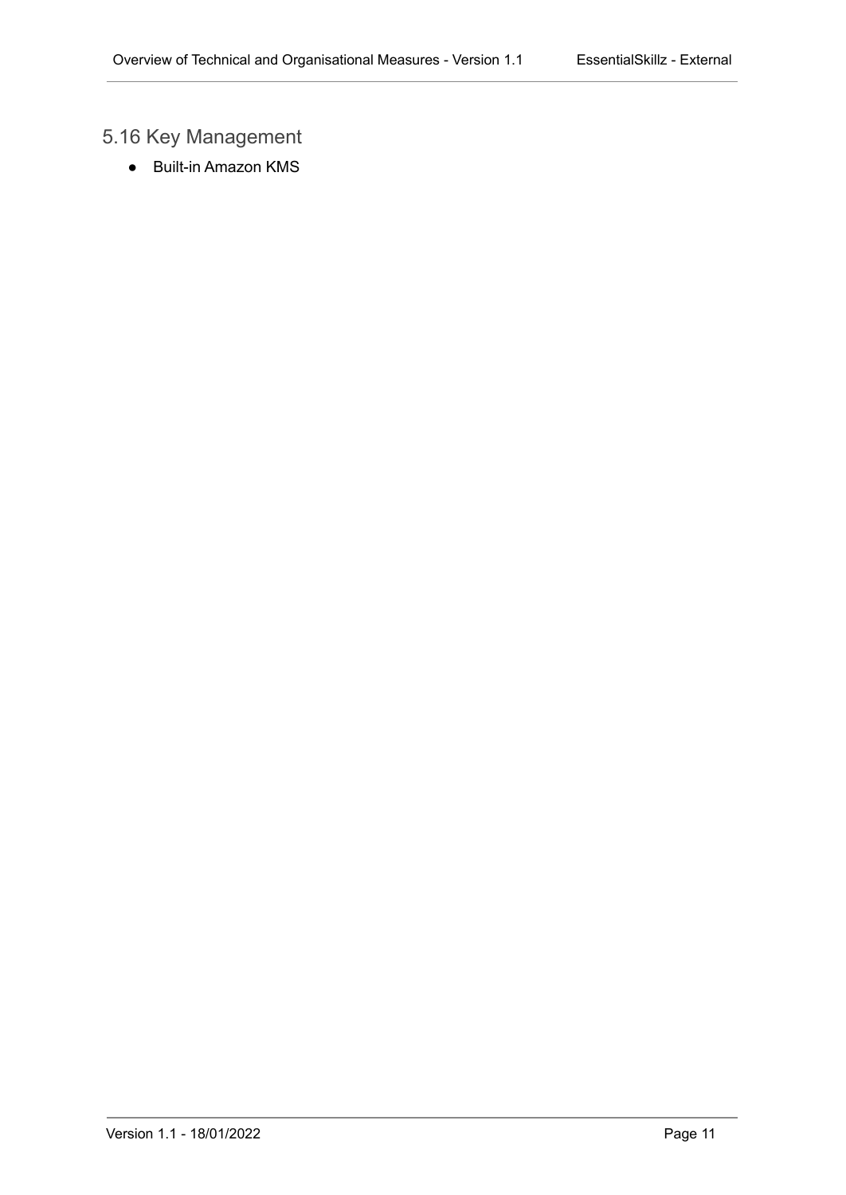## 5.16 Key Management

- Built-in Amazon KMS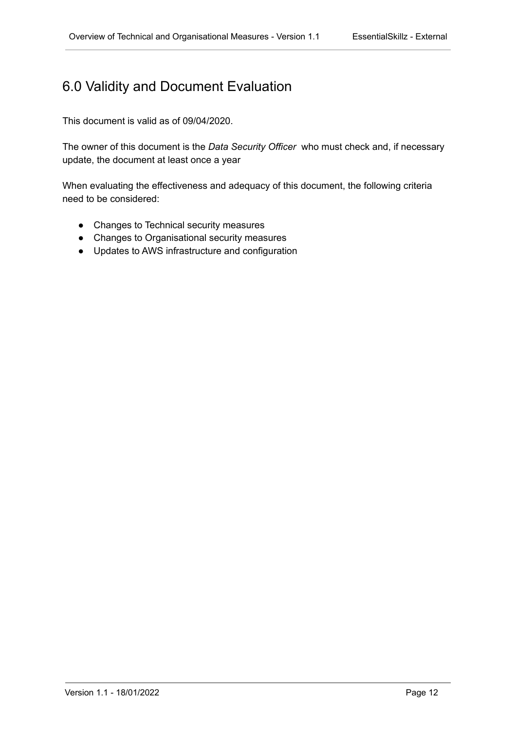## 6.0 Validity and Document Evaluation

This document is valid as of 09/04/2020.

The owner of this document is the *Data Security Officer* who must check and, if necessary update, the document at least once a year

When evaluating the effectiveness and adequacy of this document, the following criteria need to be considered:

- Changes to Technical security measures
- Changes to Organisational security measures
- Updates to AWS infrastructure and configuration